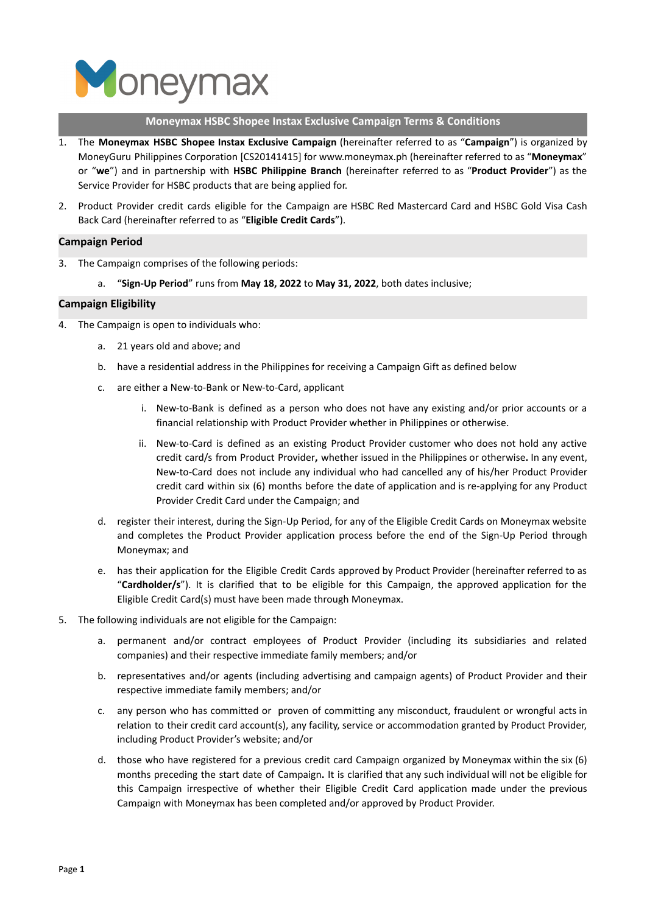# Moneymax HSBC Shopee Instax Exclusive Campaign Terms & Conditions

1. The **Moneymax HSBC Shopee Instax Exclusive Campaign** (hereinafter referred to as "**Campaign**") is organized by MoneyGuru Philippines Corporation [CS20141415] for www.moneymax.ph (hereinafter referred to as "**Moneymax**" or "**we**") and in partnership with **HSBC Philippine Branch** (hereinafter referred to as "**Product Provider**") as the Service Provider for HSBC products that are being applied for.

2. Product Provider credit cards eligible for the Campaign are HSBC Red Mastercard Card and HSBC Gold Visa Cash Back Card (hereinafter referred to as "**Eligible Credit Cards**").

## Campaign Period

3. The Campaign comprises of the following periods:
   a. "**Sign-Up Period**" runs from **May 18, 2022** to **May 31, 2022**, both dates inclusive;

## Campaign Eligibility

4. The Campaign is open to individuals who:
   a. 21 years old and above; and
   b. have a residential address in the Philippines for receiving a Campaign Gift as defined below
   c. are either a New-to-Bank or New-to-Card, applicant
      i. New-to-Bank is defined as a person who does not have any existing and/or prior accounts or a financial relationship with Product Provider whether in Philippines or otherwise.
      ii. New-to-Card is defined as an existing Product Provider customer who does not hold any active credit card/s from Product Provider**,** whether issued in the Philippines or otherwise**.** In any event, New-to-Card does not include any individual who had cancelled any of his/her Product Provider credit card within six (6) months before the date of application and is re-applying for any Product Provider Credit Card under the Campaign; and
   d. register their interest, during the Sign-Up Period, for any of the Eligible Credit Cards on Moneymax website and completes the Product Provider application process before the end of the Sign-Up Period through Moneymax; and
   e. has their application for the Eligible Credit Cards approved by Product Provider (hereinafter referred to as "**Cardholder/s**"). It is clarified that to be eligible for this Campaign, the approved application for the Eligible Credit Card(s) must have been made through Moneymax.

5. The following individuals are not eligible for the Campaign:
   a. permanent and/or contract employees of Product Provider (including its subsidiaries and related companies) and their respective immediate family members; and/or
   b. representatives and/or agents (including advertising and campaign agents) of Product Provider and their respective immediate family members; and/or
   c. any person who has committed or proven of committing any misconduct, fraudulent or wrongful acts in relation to their credit card account(s), any facility, service or accommodation granted by Product Provider, including Product Provider's website; and/or
   d. those who have registered for a previous credit card Campaign organized by Moneymax within the six (6) months preceding the start date of Campaign**.** It is clarified that any such individual will not be eligible for this Campaign irrespective of whether their Eligible Credit Card application made under the previous Campaign with Moneymax has been completed and/or approved by Product Provider.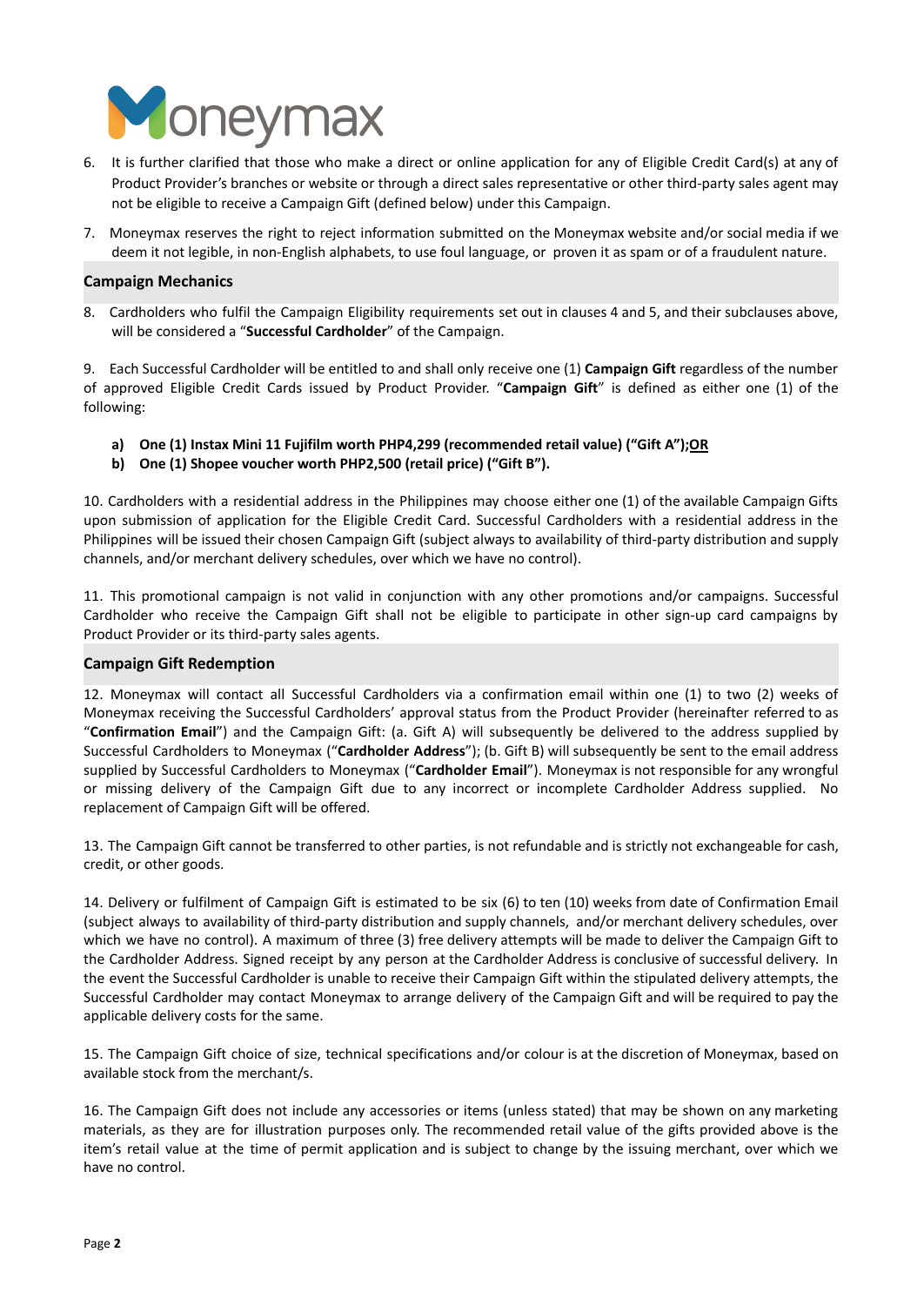6. It is further clarified that those who make a direct or online application for any of Eligible Credit Card(s) at any of Product Provider's branches or website or through a direct sales representative or other third-party sales agent may not be eligible to receive a Campaign Gift (defined below) under this Campaign.

7. Moneymax reserves the right to reject information submitted on the Moneymax website and/or social media if we deem it not legible, in non-English alphabets, to use foul language, or proven it as spam or of a fraudulent nature.

## Campaign Mechanics

8. Cardholders who fulfil the Campaign Eligibility requirements set out in clauses 4 and 5, and their subclauses above, will be considered a "**Successful Cardholder**" of the Campaign.

9. Each Successful Cardholder will be entitled to and shall only receive one (1) **Campaign Gift** regardless of the number of approved Eligible Credit Cards issued by Product Provider. "**Campaign Gift**" is defined as either one (1) of the following:

a) **One (1) Instax Mini 11 Fujifilm worth PHP4,299 (recommended retail value) ("Gift A");OR**
b) **One (1) Shopee voucher worth PHP2,500 (retail price) ("Gift B").**

10. Cardholders with a residential address in the Philippines may choose either one (1) of the available Campaign Gifts upon submission of application for the Eligible Credit Card. Successful Cardholders with a residential address in the Philippines will be issued their chosen Campaign Gift (subject always to availability of third-party distribution and supply channels, and/or merchant delivery schedules, over which we have no control).

11. This promotional campaign is not valid in conjunction with any other promotions and/or campaigns. Successful Cardholder who receive the Campaign Gift shall not be eligible to participate in other sign-up card campaigns by Product Provider or its third-party sales agents.

## Campaign Gift Redemption

12. Moneymax will contact all Successful Cardholders via a confirmation email within one (1) to two (2) weeks of Moneymax receiving the Successful Cardholders' approval status from the Product Provider (hereinafter referred to as "**Confirmation Email**") and the Campaign Gift: (a. Gift A) will subsequently be delivered to the address supplied by Successful Cardholders to Moneymax ("**Cardholder Address**"); (b. Gift B) will subsequently be sent to the email address supplied by Successful Cardholders to Moneymax ("**Cardholder Email**"). Moneymax is not responsible for any wrongful or missing delivery of the Campaign Gift due to any incorrect or incomplete Cardholder Address supplied. No replacement of Campaign Gift will be offered.

13. The Campaign Gift cannot be transferred to other parties, is not refundable and is strictly not exchangeable for cash, credit, or other goods.

14. Delivery or fulfilment of Campaign Gift is estimated to be six (6) to ten (10) weeks from date of Confirmation Email (subject always to availability of third-party distribution and supply channels, and/or merchant delivery schedules, over which we have no control). A maximum of three (3) free delivery attempts will be made to deliver the Campaign Gift to the Cardholder Address. Signed receipt by any person at the Cardholder Address is conclusive of successful delivery. In the event the Successful Cardholder is unable to receive their Campaign Gift within the stipulated delivery attempts, the Successful Cardholder may contact Moneymax to arrange delivery of the Campaign Gift and will be required to pay the applicable delivery costs for the same.

15. The Campaign Gift choice of size, technical specifications and/or colour is at the discretion of Moneymax, based on available stock from the merchant/s.

16. The Campaign Gift does not include any accessories or items (unless stated) that may be shown on any marketing materials, as they are for illustration purposes only. The recommended retail value of the gifts provided above is the item's retail value at the time of permit application and is subject to change by the issuing merchant, over which we have no control.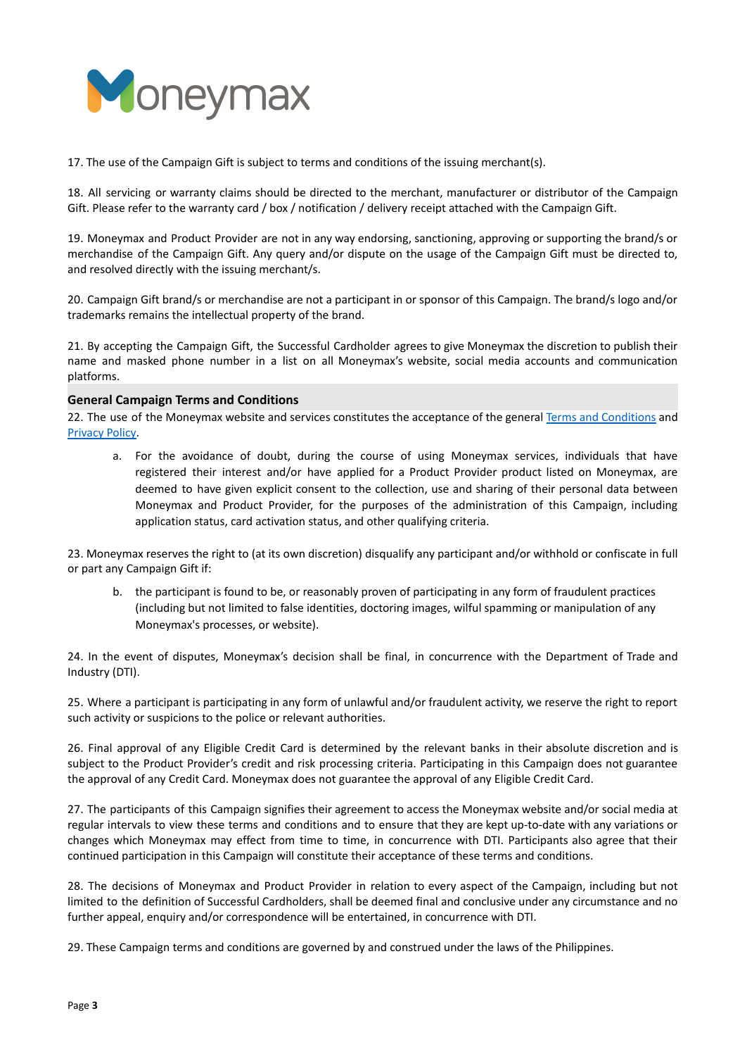17. The use of the Campaign Gift is subject to terms and conditions of the issuing merchant(s).

18. All servicing or warranty claims should be directed to the merchant, manufacturer or distributor of the Campaign Gift. Please refer to the warranty card / box / notification / delivery receipt attached with the Campaign Gift.

19. Moneymax and Product Provider are not in any way endorsing, sanctioning, approving or supporting the brand/s or merchandise of the Campaign Gift. Any query and/or dispute on the usage of the Campaign Gift must be directed to, and resolved directly with the issuing merchant/s.

20. Campaign Gift brand/s or merchandise are not a participant in or sponsor of this Campaign. The brand/s logo and/or trademarks remains the intellectual property of the brand.

21. By accepting the Campaign Gift, the Successful Cardholder agrees to give Moneymax the discretion to publish their name and masked phone number in a list on all Moneymax's website, social media accounts and communication platforms.

## General Campaign Terms and Conditions

22. The use of the Moneymax website and services constitutes the acceptance of the general [Terms and Conditions] and [Privacy Policy].

   a. For the avoidance of doubt, during the course of using Moneymax services, individuals that have registered their interest and/or have applied for a Product Provider product listed on Moneymax, are deemed to have given explicit consent to the collection, use and sharing of their personal data between Moneymax and Product Provider, for the purposes of the administration of this Campaign, including application status, card activation status, and other qualifying criteria.

23. Moneymax reserves the right to (at its own discretion) disqualify any participant and/or withhold or confiscate in full or part any Campaign Gift if:

   b. the participant is found to be, or reasonably proven of participating in any form of fraudulent practices (including but not limited to false identities, doctoring images, wilful spamming or manipulation of any Moneymax's processes, or website).

24. In the event of disputes, Moneymax's decision shall be final, in concurrence with the Department of Trade and Industry (DTI).

25. Where a participant is participating in any form of unlawful and/or fraudulent activity, we reserve the right to report such activity or suspicions to the police or relevant authorities.

26. Final approval of any Eligible Credit Card is determined by the relevant banks in their absolute discretion and is subject to the Product Provider's credit and risk processing criteria. Participating in this Campaign does not guarantee the approval of any Credit Card. Moneymax does not guarantee the approval of any Eligible Credit Card.

27. The participants of this Campaign signifies their agreement to access the Moneymax website and/or social media at regular intervals to view these terms and conditions and to ensure that they are kept up-to-date with any variations or changes which Moneymax may effect from time to time, in concurrence with DTI. Participants also agree that their continued participation in this Campaign will constitute their acceptance of these terms and conditions.

28. The decisions of Moneymax and Product Provider in relation to every aspect of the Campaign, including but not limited to the definition of Successful Cardholders, shall be deemed final and conclusive under any circumstance and no further appeal, enquiry and/or correspondence will be entertained, in concurrence with DTI.

29. These Campaign terms and conditions are governed by and construed under the laws of the Philippines.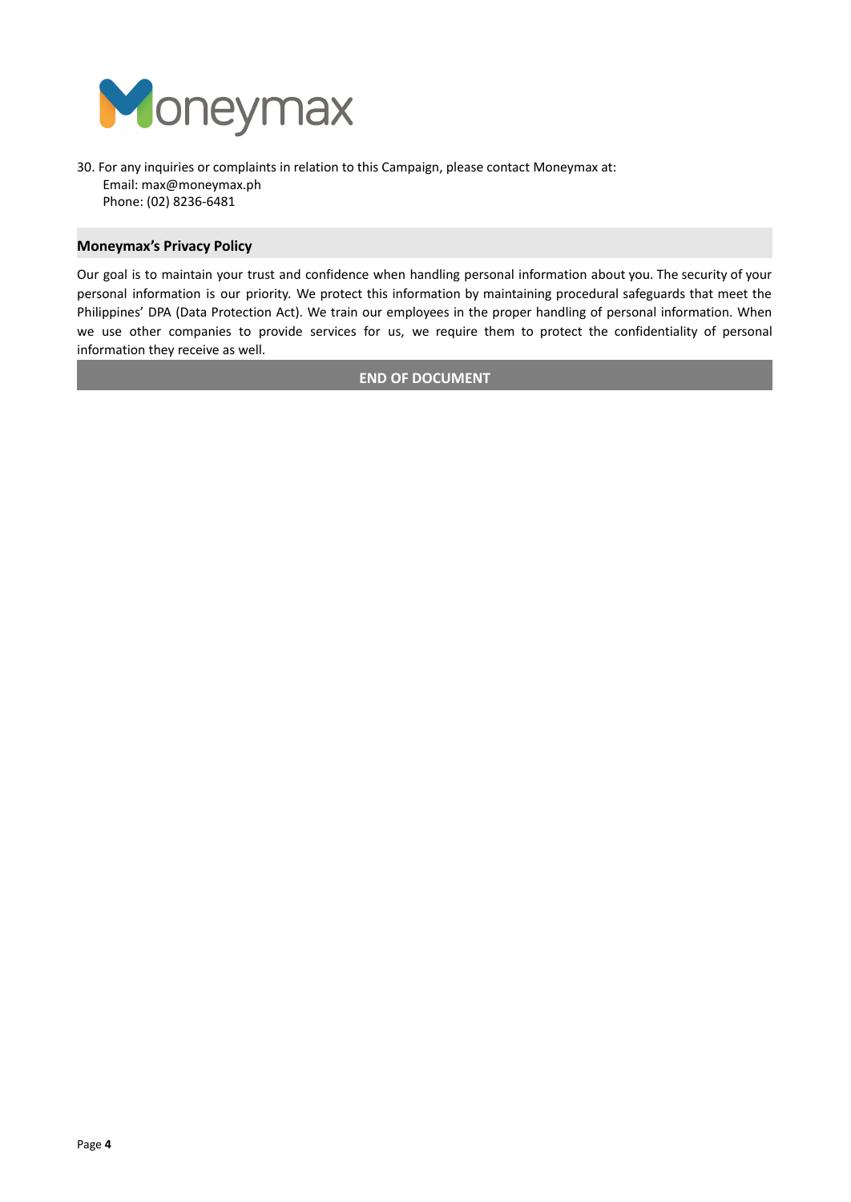30. For any inquiries or complaints in relation to this Campaign, please contact Moneymax at:
    Email: max@moneymax.ph
    Phone: (02) 8236-6481

**Moneymax's Privacy Policy**

Our goal is to maintain your trust and confidence when handling personal information about you. The security of your personal information is our priority. We protect this information by maintaining procedural safeguards that meet the Philippines' DPA (Data Protection Act). We train our employees in the proper handling of personal information. When we use other companies to provide services for us, we require them to protect the confidentiality of personal information they receive as well.

**END OF DOCUMENT**